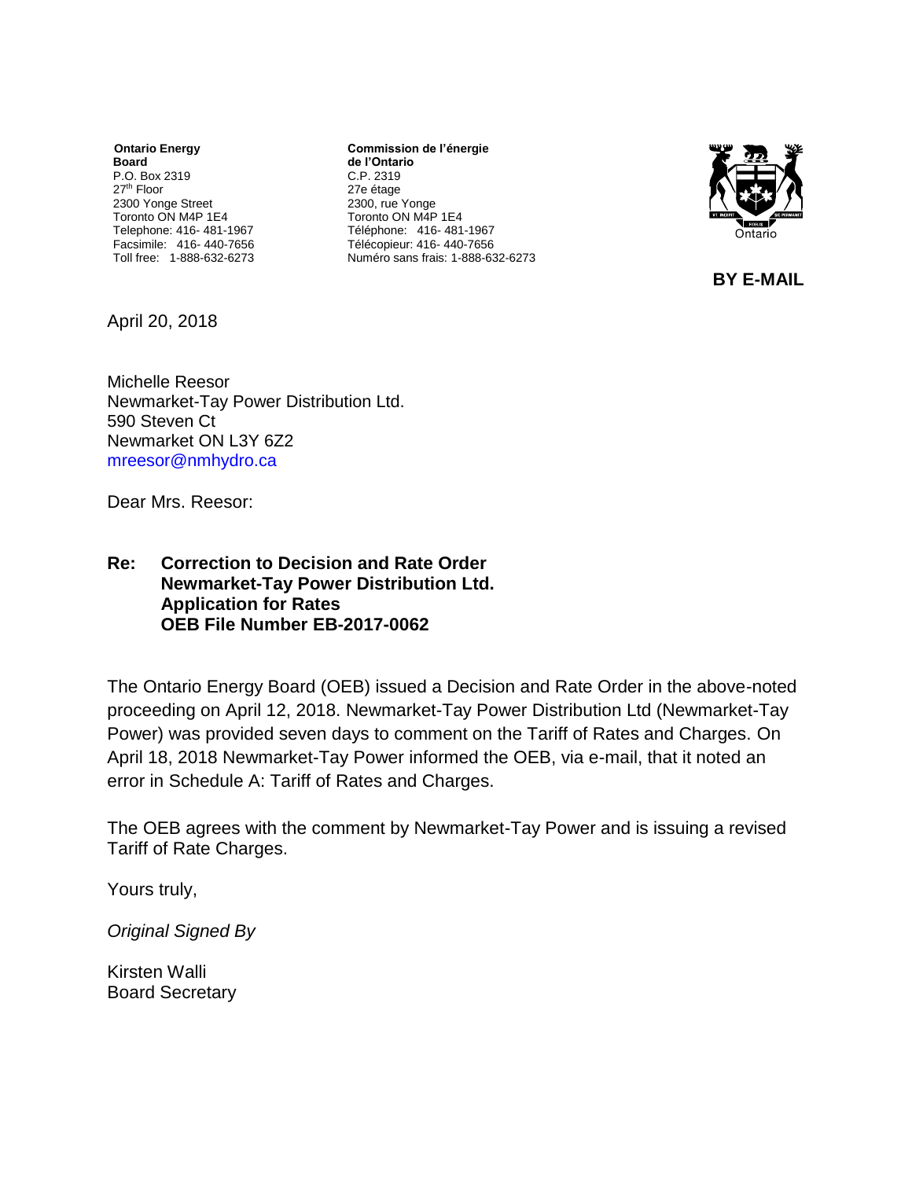**Ontario Energy Board**
P.O. Box 2319
27th Floor
2300 Yonge Street
Toronto ON M4P 1E4
Telephone: 416- 481-1967
Facsimile: 416- 440-7656
Toll free: 1-888-632-6273

**Commission de l'énergie de l'Ontario**
C.P. 2319
27e étage
2300, rue Yonge
Toronto ON M4P 1E4
Téléphone: 416- 481-1967
Télécopieur: 416- 440-7656
Numéro sans frais: 1-888-632-6273

**BY E-MAIL**

April 20, 2018

Michelle Reesor
Newmarket-Tay Power Distribution Ltd.
590 Steven Ct
Newmarket ON L3Y 6Z2
mreesor@nmhydro.ca

Dear Mrs. Reesor:

**Re: Correction to Decision and Rate Order
Newmarket-Tay Power Distribution Ltd.
Application for Rates
OEB File Number EB-2017-0062**

The Ontario Energy Board (OEB) issued a Decision and Rate Order in the above-noted proceeding on April 12, 2018. Newmarket-Tay Power Distribution Ltd (Newmarket-Tay Power) was provided seven days to comment on the Tariff of Rates and Charges. On April 18, 2018 Newmarket-Tay Power informed the OEB, via e-mail, that it noted an error in Schedule A: Tariff of Rates and Charges.

The OEB agrees with the comment by Newmarket-Tay Power and is issuing a revised Tariff of Rate Charges.

Yours truly,

*Original Signed By*

Kirsten Walli
Board Secretary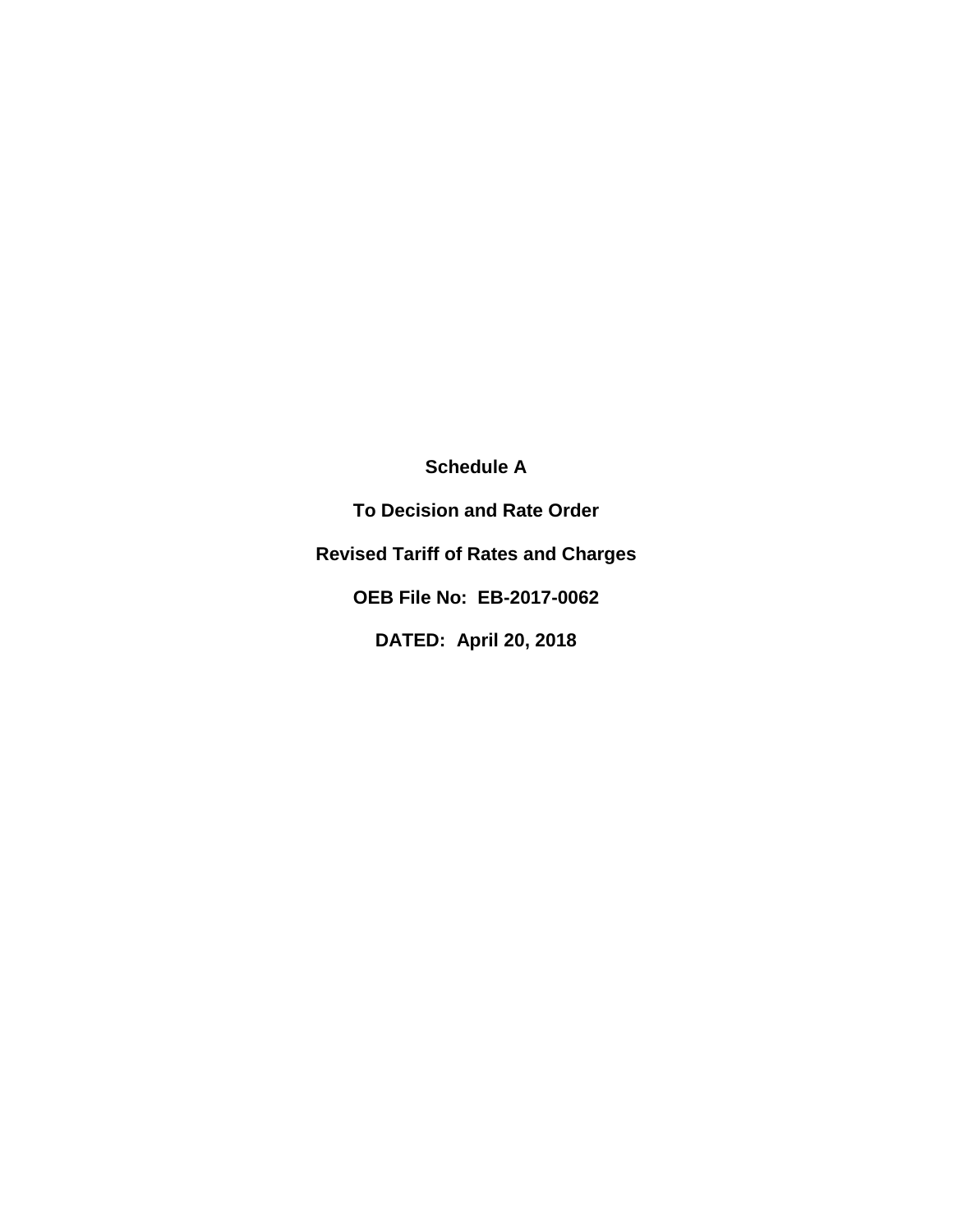**Schedule A**

**To Decision and Rate Order**

**Revised Tariff of Rates and Charges**

**OEB File No: EB-2017-0062**

**DATED: April 20, 2018**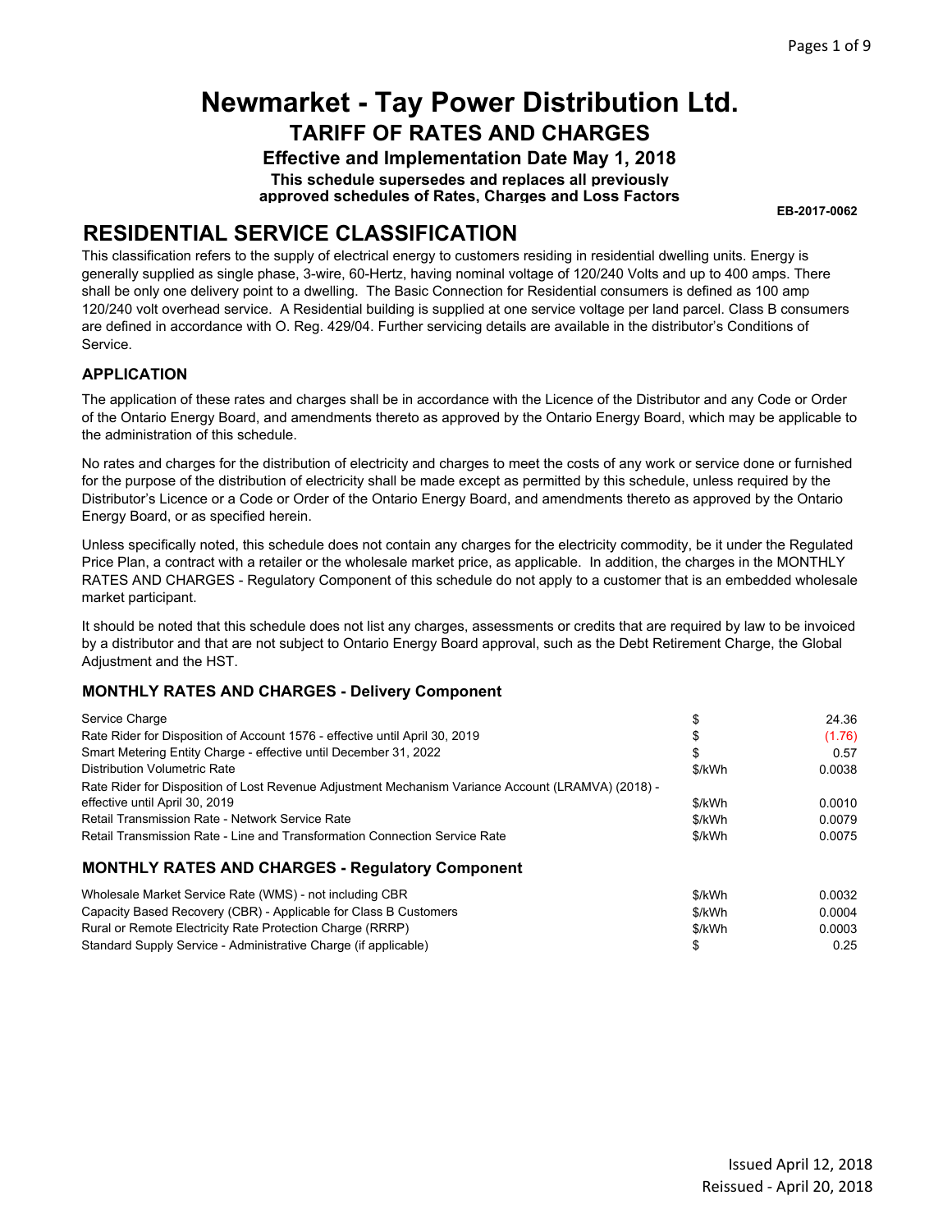# Newmarket - Tay Power Distribution Ltd.

## TARIFF OF RATES AND CHARGES

### Effective and Implementation Date May 1, 2018

**This schedule supersedes and replaces all previously approved schedules of Rates, Charges and Loss Factors**

**EB-2017-0062**

## RESIDENTIAL SERVICE CLASSIFICATION

This classification refers to the supply of electrical energy to customers residing in residential dwelling units. Energy is generally supplied as single phase, 3-wire, 60-Hertz, having nominal voltage of 120/240 Volts and up to 400 amps. There shall be only one delivery point to a dwelling. The Basic Connection for Residential consumers is defined as 100 amp 120/240 volt overhead service. A Residential building is supplied at one service voltage per land parcel. Class B consumers are defined in accordance with O. Reg. 429/04. Further servicing details are available in the distributor's Conditions of Service.

### APPLICATION

The application of these rates and charges shall be in accordance with the Licence of the Distributor and any Code or Order of the Ontario Energy Board, and amendments thereto as approved by the Ontario Energy Board, which may be applicable to the administration of this schedule.

No rates and charges for the distribution of electricity and charges to meet the costs of any work or service done or furnished for the purpose of the distribution of electricity shall be made except as permitted by this schedule, unless required by the Distributor's Licence or a Code or Order of the Ontario Energy Board, and amendments thereto as approved by the Ontario Energy Board, or as specified herein.

Unless specifically noted, this schedule does not contain any charges for the electricity commodity, be it under the Regulated Price Plan, a contract with a retailer or the wholesale market price, as applicable. In addition, the charges in the MONTHLY RATES AND CHARGES - Regulatory Component of this schedule do not apply to a customer that is an embedded wholesale market participant.

It should be noted that this schedule does not list any charges, assessments or credits that are required by law to be invoiced by a distributor and that are not subject to Ontario Energy Board approval, such as the Debt Retirement Charge, the Global Adjustment and the HST.

### MONTHLY RATES AND CHARGES - Delivery Component

| | | |
|---|---|---|
| Service Charge | $ | 24.36 |
| Rate Rider for Disposition of Account 1576 - effective until April 30, 2019 | $ | (1.76) |
| Smart Metering Entity Charge - effective until December 31, 2022 | $ | 0.57 |
| Distribution Volumetric Rate | $/kWh | 0.0038 |
| Rate Rider for Disposition of Lost Revenue Adjustment Mechanism Variance Account (LRAMVA) (2018) - effective until April 30, 2019 | $/kWh | 0.0010 |
| Retail Transmission Rate - Network Service Rate | $/kWh | 0.0079 |
| Retail Transmission Rate - Line and Transformation Connection Service Rate | $/kWh | 0.0075 |

### MONTHLY RATES AND CHARGES - Regulatory Component

| | | |
|---|---|---|
| Wholesale Market Service Rate (WMS) - not including CBR | $/kWh | 0.0032 |
| Capacity Based Recovery (CBR) - Applicable for Class B Customers | $/kWh | 0.0004 |
| Rural or Remote Electricity Rate Protection Charge (RRRP) | $/kWh | 0.0003 |
| Standard Supply Service - Administrative Charge (if applicable) | $ | 0.25 |

Issued April 12, 2018
Reissued - April 20, 2018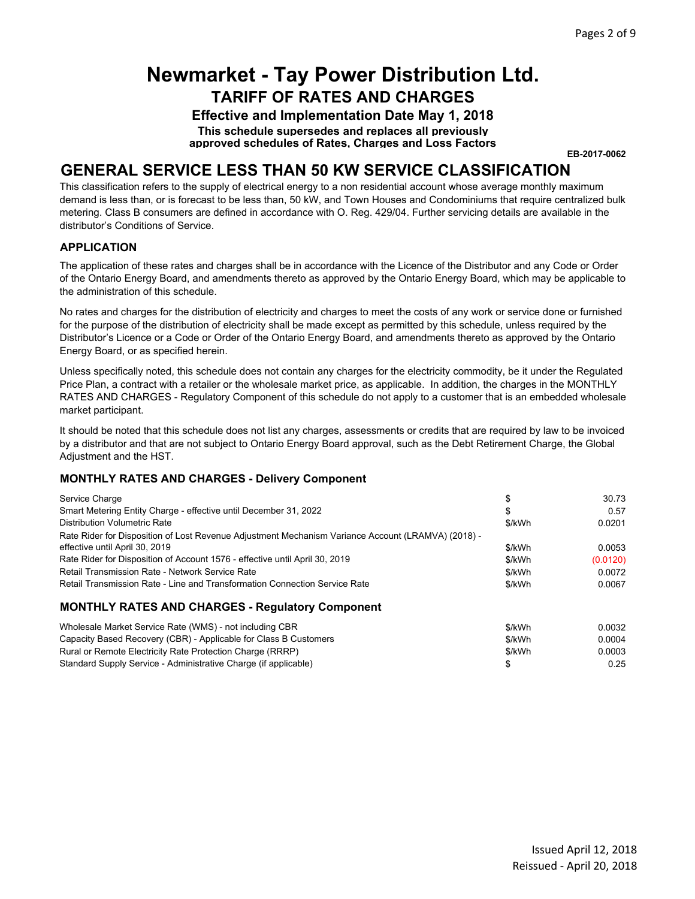# Newmarket - Tay Power Distribution Ltd.

## TARIFF OF RATES AND CHARGES

### Effective and Implementation Date May 1, 2018

**This schedule supersedes and replaces all previously approved schedules of Rates, Charges and Loss Factors**

**EB-2017-0062**

# GENERAL SERVICE LESS THAN 50 KW SERVICE CLASSIFICATION

This classification refers to the supply of electrical energy to a non residential account whose average monthly maximum demand is less than, or is forecast to be less than, 50 kW, and Town Houses and Condominiums that require centralized bulk metering. Class B consumers are defined in accordance with O. Reg. 429/04. Further servicing details are available in the distributor's Conditions of Service.

### APPLICATION

The application of these rates and charges shall be in accordance with the Licence of the Distributor and any Code or Order of the Ontario Energy Board, and amendments thereto as approved by the Ontario Energy Board, which may be applicable to the administration of this schedule.

No rates and charges for the distribution of electricity and charges to meet the costs of any work or service done or furnished for the purpose of the distribution of electricity shall be made except as permitted by this schedule, unless required by the Distributor's Licence or a Code or Order of the Ontario Energy Board, and amendments thereto as approved by the Ontario Energy Board, or as specified herein.

Unless specifically noted, this schedule does not contain any charges for the electricity commodity, be it under the Regulated Price Plan, a contract with a retailer or the wholesale market price, as applicable. In addition, the charges in the MONTHLY RATES AND CHARGES - Regulatory Component of this schedule do not apply to a customer that is an embedded wholesale market participant.

It should be noted that this schedule does not list any charges, assessments or credits that are required by law to be invoiced by a distributor and that are not subject to Ontario Energy Board approval, such as the Debt Retirement Charge, the Global Adjustment and the HST.

### MONTHLY RATES AND CHARGES - Delivery Component

| | | |
|---|---|---|
| Service Charge | $ | 30.73 |
| Smart Metering Entity Charge - effective until December 31, 2022 | $ | 0.57 |
| Distribution Volumetric Rate | $/kWh | 0.0201 |
| Rate Rider for Disposition of Lost Revenue Adjustment Mechanism Variance Account (LRAMVA) (2018) - effective until April 30, 2019 | $/kWh | 0.0053 |
| Rate Rider for Disposition of Account 1576 - effective until April 30, 2019 | $/kWh | (0.0120) |
| Retail Transmission Rate - Network Service Rate | $/kWh | 0.0072 |
| Retail Transmission Rate - Line and Transformation Connection Service Rate | $/kWh | 0.0067 |

### MONTHLY RATES AND CHARGES - Regulatory Component

| | | |
|---|---|---|
| Wholesale Market Service Rate (WMS) - not including CBR | $/kWh | 0.0032 |
| Capacity Based Recovery (CBR) - Applicable for Class B Customers | $/kWh | 0.0004 |
| Rural or Remote Electricity Rate Protection Charge (RRRP) | $/kWh | 0.0003 |
| Standard Supply Service - Administrative Charge (if applicable) | $ | 0.25 |

Issued April 12, 2018
Reissued - April 20, 2018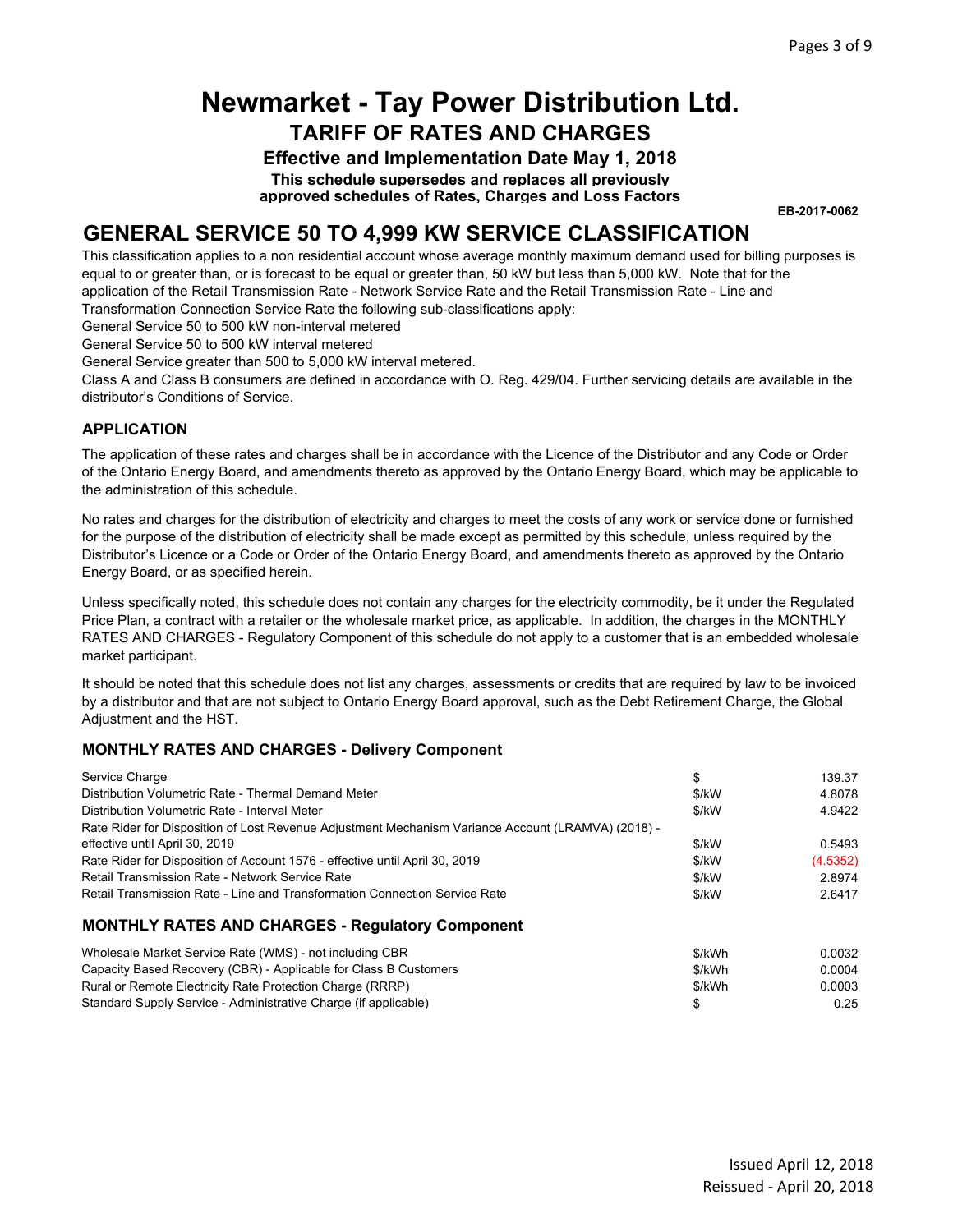# Newmarket - Tay Power Distribution Ltd.

## TARIFF OF RATES AND CHARGES

**Effective and Implementation Date May 1, 2018**

**This schedule supersedes and replaces all previously approved schedules of Rates, Charges and Loss Factors**

**EB-2017-0062**

## GENERAL SERVICE 50 TO 4,999 KW SERVICE CLASSIFICATION

This classification applies to a non residential account whose average monthly maximum demand used for billing purposes is equal to or greater than, or is forecast to be equal or greater than, 50 kW but less than 5,000 kW. Note that for the application of the Retail Transmission Rate - Network Service Rate and the Retail Transmission Rate - Line and Transformation Connection Service Rate the following sub-classifications apply:
General Service 50 to 500 kW non-interval metered
General Service 50 to 500 kW interval metered
General Service greater than 500 to 5,000 kW interval metered.
Class A and Class B consumers are defined in accordance with O. Reg. 429/04. Further servicing details are available in the distributor's Conditions of Service.

### APPLICATION

The application of these rates and charges shall be in accordance with the Licence of the Distributor and any Code or Order of the Ontario Energy Board, and amendments thereto as approved by the Ontario Energy Board, which may be applicable to the administration of this schedule.

No rates and charges for the distribution of electricity and charges to meet the costs of any work or service done or furnished for the purpose of the distribution of electricity shall be made except as permitted by this schedule, unless required by the Distributor's Licence or a Code or Order of the Ontario Energy Board, and amendments thereto as approved by the Ontario Energy Board, or as specified herein.

Unless specifically noted, this schedule does not contain any charges for the electricity commodity, be it under the Regulated Price Plan, a contract with a retailer or the wholesale market price, as applicable. In addition, the charges in the MONTHLY RATES AND CHARGES - Regulatory Component of this schedule do not apply to a customer that is an embedded wholesale market participant.

It should be noted that this schedule does not list any charges, assessments or credits that are required by law to be invoiced by a distributor and that are not subject to Ontario Energy Board approval, such as the Debt Retirement Charge, the Global Adjustment and the HST.

### MONTHLY RATES AND CHARGES - Delivery Component

| | | |
|---|---|---|
| Service Charge | $ | 139.37 |
| Distribution Volumetric Rate - Thermal Demand Meter | $/kW | 4.8078 |
| Distribution Volumetric Rate - Interval Meter | $/kW | 4.9422 |
| Rate Rider for Disposition of Lost Revenue Adjustment Mechanism Variance Account (LRAMVA) (2018) - effective until April 30, 2019 | $/kW | 0.5493 |
| Rate Rider for Disposition of Account 1576 - effective until April 30, 2019 | $/kW | (4.5352) |
| Retail Transmission Rate - Network Service Rate | $/kW | 2.8974 |
| Retail Transmission Rate - Line and Transformation Connection Service Rate | $/kW | 2.6417 |

### MONTHLY RATES AND CHARGES - Regulatory Component

| | | |
|---|---|---|
| Wholesale Market Service Rate (WMS) - not including CBR | $/kWh | 0.0032 |
| Capacity Based Recovery (CBR) - Applicable for Class B Customers | $/kWh | 0.0004 |
| Rural or Remote Electricity Rate Protection Charge (RRRP) | $/kWh | 0.0003 |
| Standard Supply Service - Administrative Charge (if applicable) | $ | 0.25 |

Issued April 12, 2018
Reissued - April 20, 2018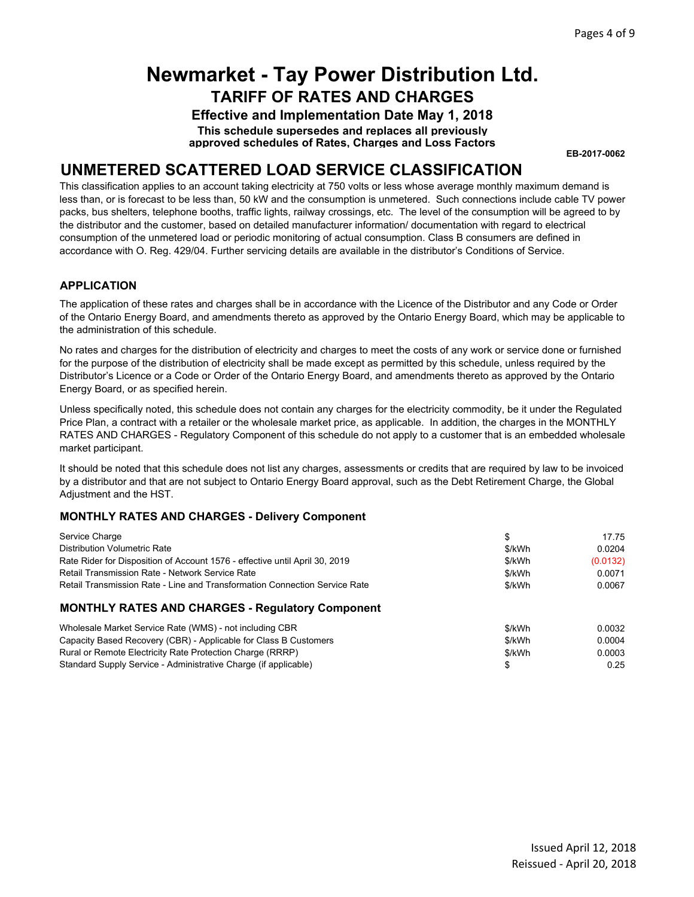# Newmarket - Tay Power Distribution Ltd.

## TARIFF OF RATES AND CHARGES

### Effective and Implementation Date May 1, 2018

**This schedule supersedes and replaces all previously approved schedules of Rates, Charges and Loss Factors**

**EB-2017-0062**

## UNMETERED SCATTERED LOAD SERVICE CLASSIFICATION

This classification applies to an account taking electricity at 750 volts or less whose average monthly maximum demand is less than, or is forecast to be less than, 50 kW and the consumption is unmetered. Such connections include cable TV power packs, bus shelters, telephone booths, traffic lights, railway crossings, etc. The level of the consumption will be agreed to by the distributor and the customer, based on detailed manufacturer information/ documentation with regard to electrical consumption of the unmetered load or periodic monitoring of actual consumption. Class B consumers are defined in accordance with O. Reg. 429/04. Further servicing details are available in the distributor's Conditions of Service.

### APPLICATION

The application of these rates and charges shall be in accordance with the Licence of the Distributor and any Code or Order of the Ontario Energy Board, and amendments thereto as approved by the Ontario Energy Board, which may be applicable to the administration of this schedule.

No rates and charges for the distribution of electricity and charges to meet the costs of any work or service done or furnished for the purpose of the distribution of electricity shall be made except as permitted by this schedule, unless required by the Distributor's Licence or a Code or Order of the Ontario Energy Board, and amendments thereto as approved by the Ontario Energy Board, or as specified herein.

Unless specifically noted, this schedule does not contain any charges for the electricity commodity, be it under the Regulated Price Plan, a contract with a retailer or the wholesale market price, as applicable. In addition, the charges in the MONTHLY RATES AND CHARGES - Regulatory Component of this schedule do not apply to a customer that is an embedded wholesale market participant.

It should be noted that this schedule does not list any charges, assessments or credits that are required by law to be invoiced by a distributor and that are not subject to Ontario Energy Board approval, such as the Debt Retirement Charge, the Global Adjustment and the HST.

### MONTHLY RATES AND CHARGES - Delivery Component

| | | |
|---|---|---|
| Service Charge | $ | 17.75 |
| Distribution Volumetric Rate | $/kWh | 0.0204 |
| Rate Rider for Disposition of Account 1576 - effective until April 30, 2019 | $/kWh | (0.0132) |
| Retail Transmission Rate - Network Service Rate | $/kWh | 0.0071 |
| Retail Transmission Rate - Line and Transformation Connection Service Rate | $/kWh | 0.0067 |

### MONTHLY RATES AND CHARGES - Regulatory Component

| | | |
|---|---|---|
| Wholesale Market Service Rate (WMS) - not including CBR | $/kWh | 0.0032 |
| Capacity Based Recovery (CBR) - Applicable for Class B Customers | $/kWh | 0.0004 |
| Rural or Remote Electricity Rate Protection Charge (RRRP) | $/kWh | 0.0003 |
| Standard Supply Service - Administrative Charge (if applicable) | $ | 0.25 |

Issued April 12, 2018
Reissued - April 20, 2018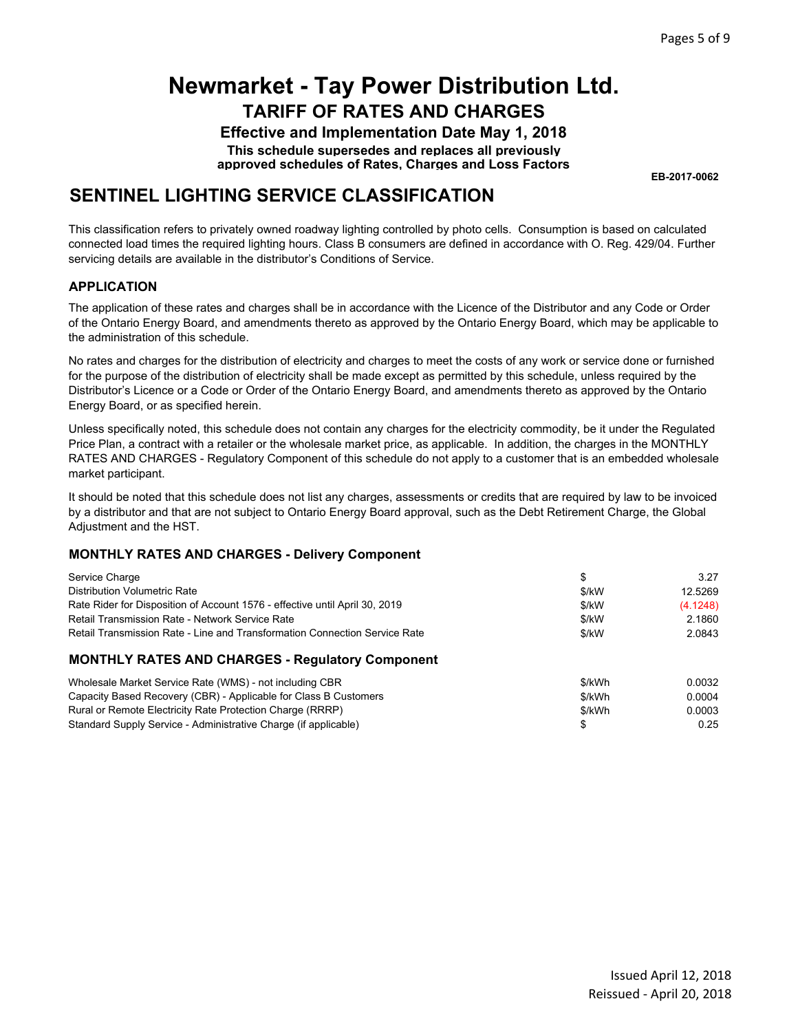# Newmarket - Tay Power Distribution Ltd.

## TARIFF OF RATES AND CHARGES

### Effective and Implementation Date May 1, 2018

**This schedule supersedes and replaces all previously approved schedules of Rates, Charges and Loss Factors**

**EB-2017-0062**

## SENTINEL LIGHTING SERVICE CLASSIFICATION

This classification refers to privately owned roadway lighting controlled by photo cells. Consumption is based on calculated connected load times the required lighting hours. Class B consumers are defined in accordance with O. Reg. 429/04. Further servicing details are available in the distributor's Conditions of Service.

### APPLICATION

The application of these rates and charges shall be in accordance with the Licence of the Distributor and any Code or Order of the Ontario Energy Board, and amendments thereto as approved by the Ontario Energy Board, which may be applicable to the administration of this schedule.

No rates and charges for the distribution of electricity and charges to meet the costs of any work or service done or furnished for the purpose of the distribution of electricity shall be made except as permitted by this schedule, unless required by the Distributor's Licence or a Code or Order of the Ontario Energy Board, and amendments thereto as approved by the Ontario Energy Board, or as specified herein.

Unless specifically noted, this schedule does not contain any charges for the electricity commodity, be it under the Regulated Price Plan, a contract with a retailer or the wholesale market price, as applicable. In addition, the charges in the MONTHLY RATES AND CHARGES - Regulatory Component of this schedule do not apply to a customer that is an embedded wholesale market participant.

It should be noted that this schedule does not list any charges, assessments or credits that are required by law to be invoiced by a distributor and that are not subject to Ontario Energy Board approval, such as the Debt Retirement Charge, the Global Adjustment and the HST.

### MONTHLY RATES AND CHARGES - Delivery Component

| | | |
|---|---|---|
| Service Charge | $ | 3.27 |
| Distribution Volumetric Rate | $/kW | 12.5269 |
| Rate Rider for Disposition of Account 1576 - effective until April 30, 2019 | $/kW | (4.1248) |
| Retail Transmission Rate - Network Service Rate | $/kW | 2.1860 |
| Retail Transmission Rate - Line and Transformation Connection Service Rate | $/kW | 2.0843 |

### MONTHLY RATES AND CHARGES - Regulatory Component

| | | |
|---|---|---|
| Wholesale Market Service Rate (WMS) - not including CBR | $/kWh | 0.0032 |
| Capacity Based Recovery (CBR) - Applicable for Class B Customers | $/kWh | 0.0004 |
| Rural or Remote Electricity Rate Protection Charge (RRRP) | $/kWh | 0.0003 |
| Standard Supply Service - Administrative Charge (if applicable) | $ | 0.25 |

Issued April 12, 2018
Reissued - April 20, 2018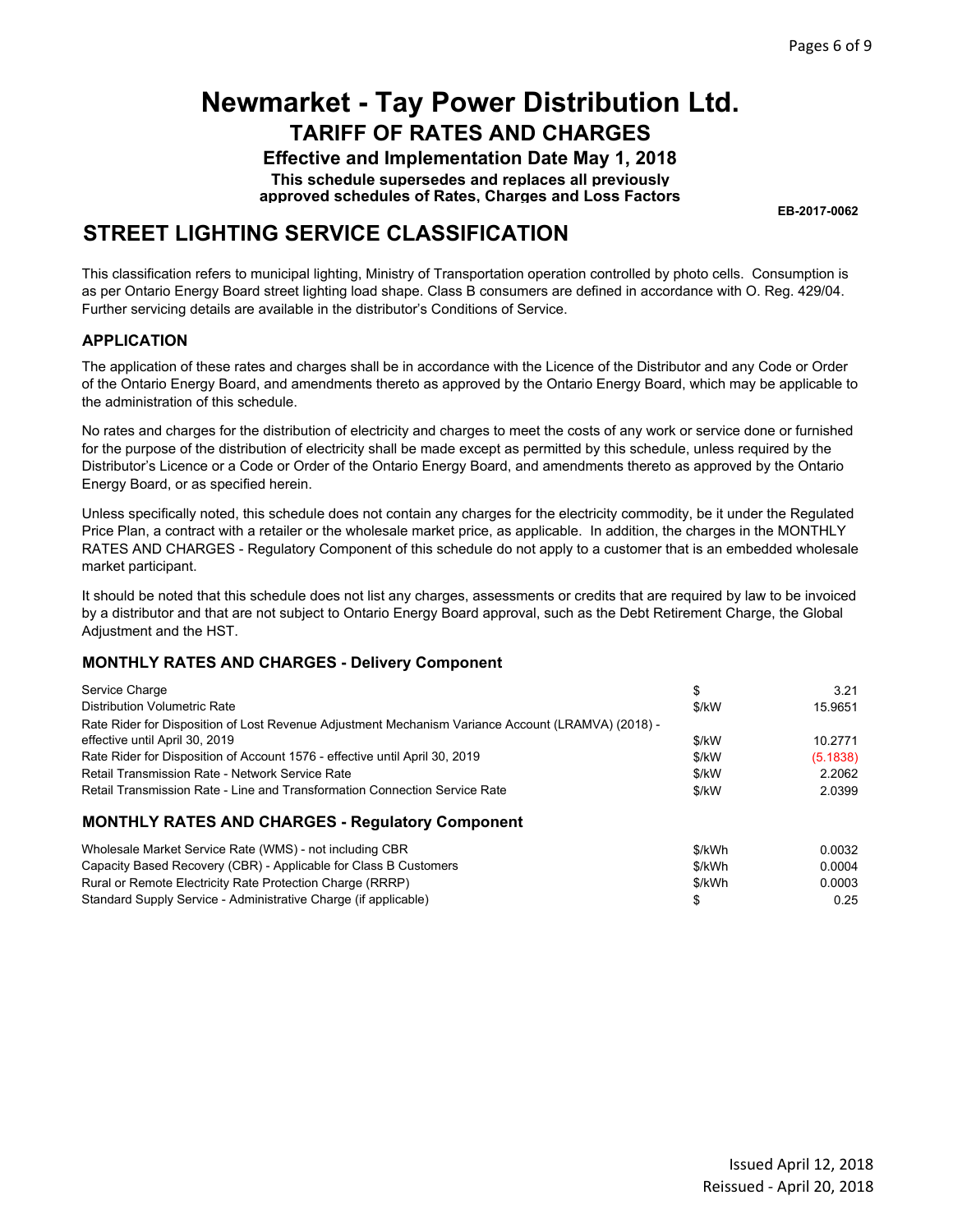# Newmarket - Tay Power Distribution Ltd.

## TARIFF OF RATES AND CHARGES

### Effective and Implementation Date May 1, 2018

**This schedule supersedes and replaces all previously approved schedules of Rates, Charges and Loss Factors**

**EB-2017-0062**

## STREET LIGHTING SERVICE CLASSIFICATION

This classification refers to municipal lighting, Ministry of Transportation operation controlled by photo cells. Consumption is as per Ontario Energy Board street lighting load shape. Class B consumers are defined in accordance with O. Reg. 429/04. Further servicing details are available in the distributor's Conditions of Service.

### APPLICATION

The application of these rates and charges shall be in accordance with the Licence of the Distributor and any Code or Order of the Ontario Energy Board, and amendments thereto as approved by the Ontario Energy Board, which may be applicable to the administration of this schedule.

No rates and charges for the distribution of electricity and charges to meet the costs of any work or service done or furnished for the purpose of the distribution of electricity shall be made except as permitted by this schedule, unless required by the Distributor's Licence or a Code or Order of the Ontario Energy Board, and amendments thereto as approved by the Ontario Energy Board, or as specified herein.

Unless specifically noted, this schedule does not contain any charges for the electricity commodity, be it under the Regulated Price Plan, a contract with a retailer or the wholesale market price, as applicable. In addition, the charges in the MONTHLY RATES AND CHARGES - Regulatory Component of this schedule do not apply to a customer that is an embedded wholesale market participant.

It should be noted that this schedule does not list any charges, assessments or credits that are required by law to be invoiced by a distributor and that are not subject to Ontario Energy Board approval, such as the Debt Retirement Charge, the Global Adjustment and the HST.

### MONTHLY RATES AND CHARGES - Delivery Component

| | | |
|---|---|---|
| Service Charge | $ | 3.21 |
| Distribution Volumetric Rate | $/kW | 15.9651 |
| Rate Rider for Disposition of Lost Revenue Adjustment Mechanism Variance Account (LRAMVA) (2018) - effective until April 30, 2019 | $/kW | 10.2771 |
| Rate Rider for Disposition of Account 1576 - effective until April 30, 2019 | $/kW | (5.1838) |
| Retail Transmission Rate - Network Service Rate | $/kW | 2.2062 |
| Retail Transmission Rate - Line and Transformation Connection Service Rate | $/kW | 2.0399 |

### MONTHLY RATES AND CHARGES - Regulatory Component

| | | |
|---|---|---|
| Wholesale Market Service Rate (WMS) - not including CBR | $/kWh | 0.0032 |
| Capacity Based Recovery (CBR) - Applicable for Class B Customers | $/kWh | 0.0004 |
| Rural or Remote Electricity Rate Protection Charge (RRRP) | $/kWh | 0.0003 |
| Standard Supply Service - Administrative Charge (if applicable) | $ | 0.25 |

Issued April 12, 2018
Reissued - April 20, 2018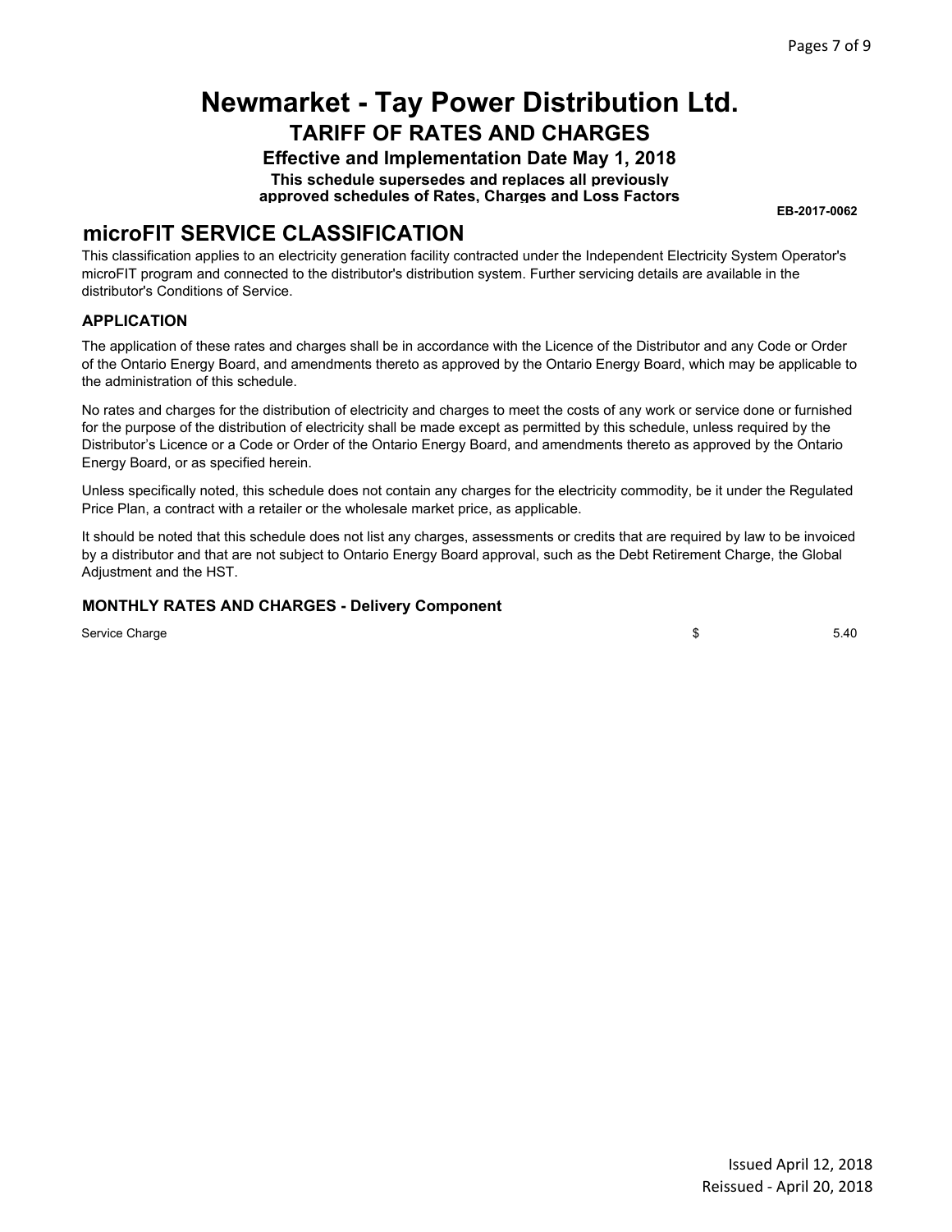# Newmarket - Tay Power Distribution Ltd.

## TARIFF OF RATES AND CHARGES

**Effective and Implementation Date May 1, 2018**

**This schedule supersedes and replaces all previously approved schedules of Rates, Charges and Loss Factors**

**EB-2017-0062**

## microFIT SERVICE CLASSIFICATION

This classification applies to an electricity generation facility contracted under the Independent Electricity System Operator's microFIT program and connected to the distributor's distribution system. Further servicing details are available in the distributor's Conditions of Service.

### APPLICATION

The application of these rates and charges shall be in accordance with the Licence of the Distributor and any Code or Order of the Ontario Energy Board, and amendments thereto as approved by the Ontario Energy Board, which may be applicable to the administration of this schedule.

No rates and charges for the distribution of electricity and charges to meet the costs of any work or service done or furnished for the purpose of the distribution of electricity shall be made except as permitted by this schedule, unless required by the Distributor's Licence or a Code or Order of the Ontario Energy Board, and amendments thereto as approved by the Ontario Energy Board, or as specified herein.

Unless specifically noted, this schedule does not contain any charges for the electricity commodity, be it under the Regulated Price Plan, a contract with a retailer or the wholesale market price, as applicable.

It should be noted that this schedule does not list any charges, assessments or credits that are required by law to be invoiced by a distributor and that are not subject to Ontario Energy Board approval, such as the Debt Retirement Charge, the Global Adjustment and the HST.

### MONTHLY RATES AND CHARGES - Delivery Component

| | | |
|---|---|---|
| Service Charge | $ | 5.40 |

Issued April 12, 2018
Reissued - April 20, 2018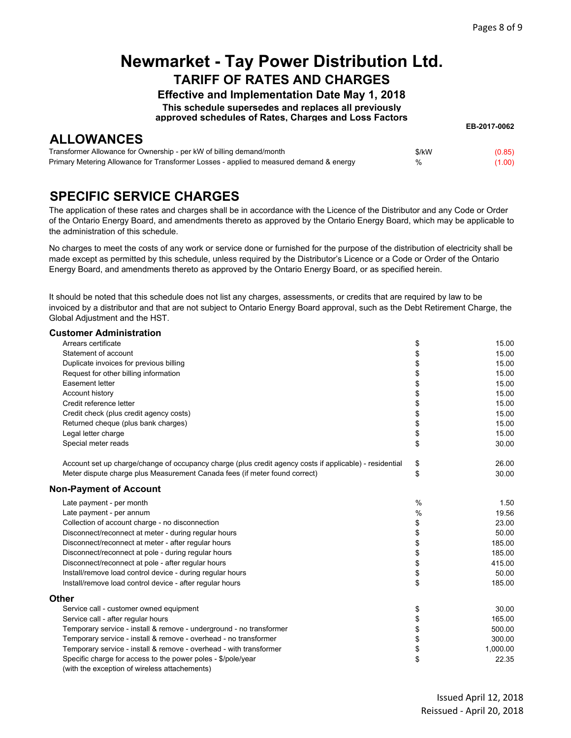# Newmarket - Tay Power Distribution Ltd.

## TARIFF OF RATES AND CHARGES

### Effective and Implementation Date May 1, 2018

**This schedule supersedes and replaces all previously approved schedules of Rates, Charges and Loss Factors**

**EB-2017-0062**

## ALLOWANCES

| | | |
|---|---|---|
| Transformer Allowance for Ownership - per kW of billing demand/month | $/kW | (0.85) |
| Primary Metering Allowance for Transformer Losses - applied to measured demand & energy | % | (1.00) |

## SPECIFIC SERVICE CHARGES

The application of these rates and charges shall be in accordance with the Licence of the Distributor and any Code or Order of the Ontario Energy Board, and amendments thereto as approved by the Ontario Energy Board, which may be applicable to the administration of this schedule.

No charges to meet the costs of any work or service done or furnished for the purpose of the distribution of electricity shall be made except as permitted by this schedule, unless required by the Distributor's Licence or a Code or Order of the Ontario Energy Board, and amendments thereto as approved by the Ontario Energy Board, or as specified herein.

It should be noted that this schedule does not list any charges, assessments, or credits that are required by law to be invoiced by a distributor and that are not subject to Ontario Energy Board approval, such as the Debt Retirement Charge, the Global Adjustment and the HST.

### Customer Administration

| | | |
|---|---|---|
| Arrears certificate | $ | 15.00 |
| Statement of account | $ | 15.00 |
| Duplicate invoices for previous billing | $ | 15.00 |
| Request for other billing information | $ | 15.00 |
| Easement letter | $ | 15.00 |
| Account history | $ | 15.00 |
| Credit reference letter | $ | 15.00 |
| Credit check (plus credit agency costs) | $ | 15.00 |
| Returned cheque (plus bank charges) | $ | 15.00 |
| Legal letter charge | $ | 15.00 |
| Special meter reads | $ | 30.00 |
| Account set up charge/change of occupancy charge (plus credit agency costs if applicable) - residential | $ | 26.00 |
| Meter dispute charge plus Measurement Canada fees (if meter found correct) | $ | 30.00 |

### Non-Payment of Account

| | | |
|---|---|---|
| Late payment - per month | % | 1.50 |
| Late payment - per annum | % | 19.56 |
| Collection of account charge - no disconnection | $ | 23.00 |
| Disconnect/reconnect at meter - during regular hours | $ | 50.00 |
| Disconnect/reconnect at meter - after regular hours | $ | 185.00 |
| Disconnect/reconnect at pole - during regular hours | $ | 185.00 |
| Disconnect/reconnect at pole - after regular hours | $ | 415.00 |
| Install/remove load control device - during regular hours | $ | 50.00 |
| Install/remove load control device - after regular hours | $ | 185.00 |

### Other

| | | |
|---|---|---|
| Service call - customer owned equipment | $ | 30.00 |
| Service call - after regular hours | $ | 165.00 |
| Temporary service - install & remove - underground - no transformer | $ | 500.00 |
| Temporary service - install & remove - overhead - no transformer | $ | 300.00 |
| Temporary service - install & remove - overhead - with transformer | $ | 1,000.00 |
| Specific charge for access to the power poles - $/pole/year (with the exception of wireless attachements) | $ | 22.35 |

Issued April 12, 2018
Reissued - April 20, 2018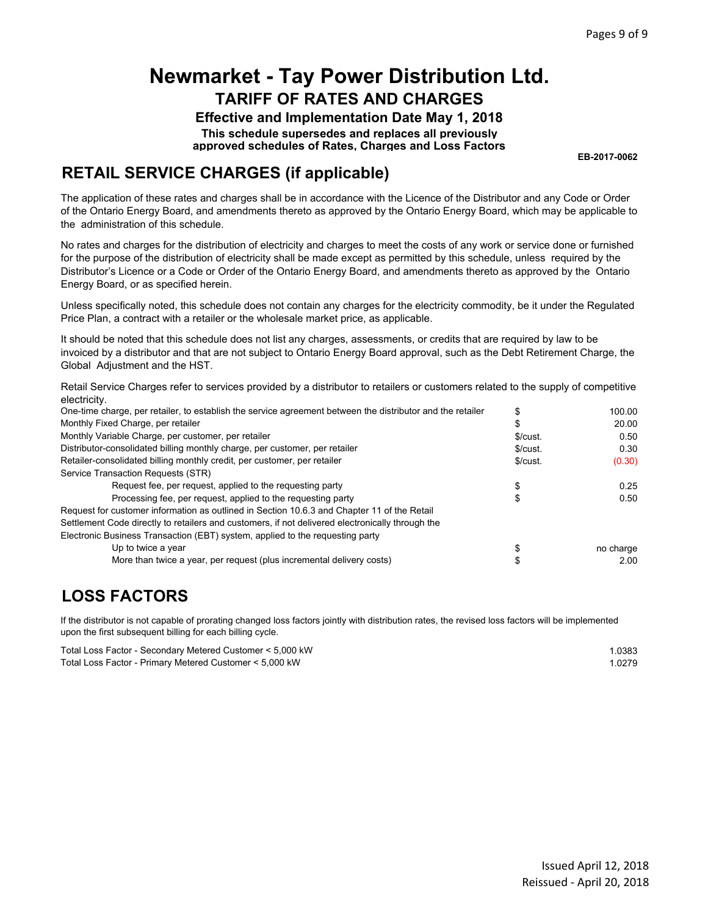# Newmarket - Tay Power Distribution Ltd.

## TARIFF OF RATES AND CHARGES

### Effective and Implementation Date May 1, 2018

**This schedule supersedes and replaces all previously approved schedules of Rates, Charges and Loss Factors**

**EB-2017-0062**

## RETAIL SERVICE CHARGES (if applicable)

The application of these rates and charges shall be in accordance with the Licence of the Distributor and any Code or Order of the Ontario Energy Board, and amendments thereto as approved by the Ontario Energy Board, which may be applicable to the administration of this schedule.

No rates and charges for the distribution of electricity and charges to meet the costs of any work or service done or furnished for the purpose of the distribution of electricity shall be made except as permitted by this schedule, unless required by the Distributor's Licence or a Code or Order of the Ontario Energy Board, and amendments thereto as approved by the Ontario Energy Board, or as specified herein.

Unless specifically noted, this schedule does not contain any charges for the electricity commodity, be it under the Regulated Price Plan, a contract with a retailer or the wholesale market price, as applicable.

It should be noted that this schedule does not list any charges, assessments, or credits that are required by law to be invoiced by a distributor and that are not subject to Ontario Energy Board approval, such as the Debt Retirement Charge, the Global Adjustment and the HST.

Retail Service Charges refer to services provided by a distributor to retailers or customers related to the supply of competitive electricity.

| | | |
|---|---|---|
| One-time charge, per retailer, to establish the service agreement between the distributor and the retailer | $ | 100.00 |
| Monthly Fixed Charge, per retailer | $ | 20.00 |
| Monthly Variable Charge, per customer, per retailer | $/cust. | 0.50 |
| Distributor-consolidated billing monthly charge, per customer, per retailer | $/cust. | 0.30 |
| Retailer-consolidated billing monthly credit, per customer, per retailer | $/cust. | (0.30) |
| Service Transaction Requests (STR) | | |
| Request fee, per request, applied to the requesting party | $ | 0.25 |
| Processing fee, per request, applied to the requesting party | $ | 0.50 |
| Request for customer information as outlined in Section 10.6.3 and Chapter 11 of the Retail Settlement Code directly to retailers and customers, if not delivered electronically through the Electronic Business Transaction (EBT) system, applied to the requesting party | | |
| Up to twice a year | $ | no charge |
| More than twice a year, per request (plus incremental delivery costs) | $ | 2.00 |

## LOSS FACTORS

If the distributor is not capable of prorating changed loss factors jointly with distribution rates, the revised loss factors will be implemented upon the first subsequent billing for each billing cycle.

| | |
|---|---|
| Total Loss Factor - Secondary Metered Customer < 5,000 kW | 1.0383 |
| Total Loss Factor - Primary Metered Customer < 5,000 kW | 1.0279 |

Issued April 12, 2018
Reissued - April 20, 2018